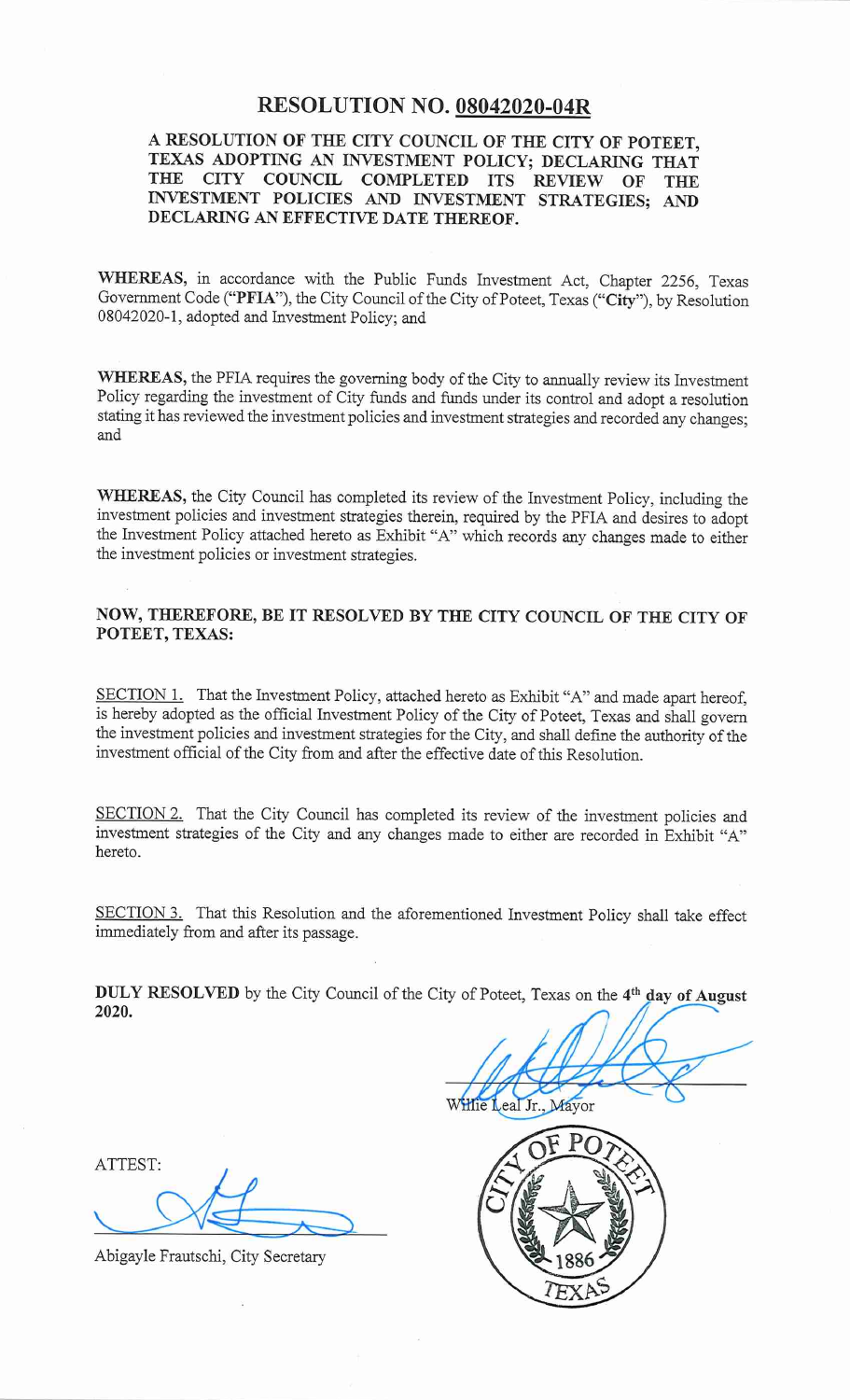# RESOLUTION NO. <u>08042020-04R</u>

**A RESOLUTION OF THE CITY COUNCIL OF THE CITY OF POTEET, TEXAS ADOPTING AN INVESTMENT POLICY; DECLARING THAT THE CITY COUNCIL COMPLETED ITS REVIEW OF THE INVESTMENT POLICIES AND INVESTMENT STRATEGIES; AND DECLARING AN EFFECTIVE DATE THEREOF.**

**WHEREAS,** in accordance with the Public Funds Investment Act, Chapter 2256, Texas Government Code ("**PFIA**"), the City Council of the City of Poteet, Texas ("**City**"), by Resolution 08042020-1, adopted and Investment Policy; and

**WHEREAS,** the PFIA requires the governing body of the City to annually review its Investment Policy regarding the investment of City funds and funds under its control and adopt a resolution stating it has reviewed the investment policies and investment strategies and recorded any changes; and

**WHEREAS,** the City Council has completed its review of the Investment Policy, including the investment policies and investment strategies therein, required by the PFIA and desires to adopt the Investment Policy attached hereto as Exhibit "A" which records any changes made to either the investment policies or investment strategies.

**NOW, THEREFORE, BE IT RESOLVED BY THE CITY COUNCIL OF THE CITY OF POTEET, TEXAS:**

<u>SECTION 1.</u> That the Investment Policy, attached hereto as Exhibit "A" and made apart hereof, is hereby adopted as the official Investment Policy of the City of Poteet, Texas and shall govern the investment policies and investment strategies for the City, and shall define the authority of the investment official of the City from and after the effective date of this Resolution.

<u>SECTION 2.</u> That the City Council has completed its review of the investment policies and investment strategies of the City and any changes made to either are recorded in Exhibit "A" hereto.

<u>SECTION 3.</u> That this Resolution and the aforementioned Investment Policy shall take effect immediately from and after its passage.

**DULY RESOLVED** by the City Council of the City of Poteet, Texas on the **4th day of August 2020.**

Willie Leal Jr., Mayor

ATTEST:

Abigayle Frautschi, City Secretary

CITY OF POTEET 1886 TEXAS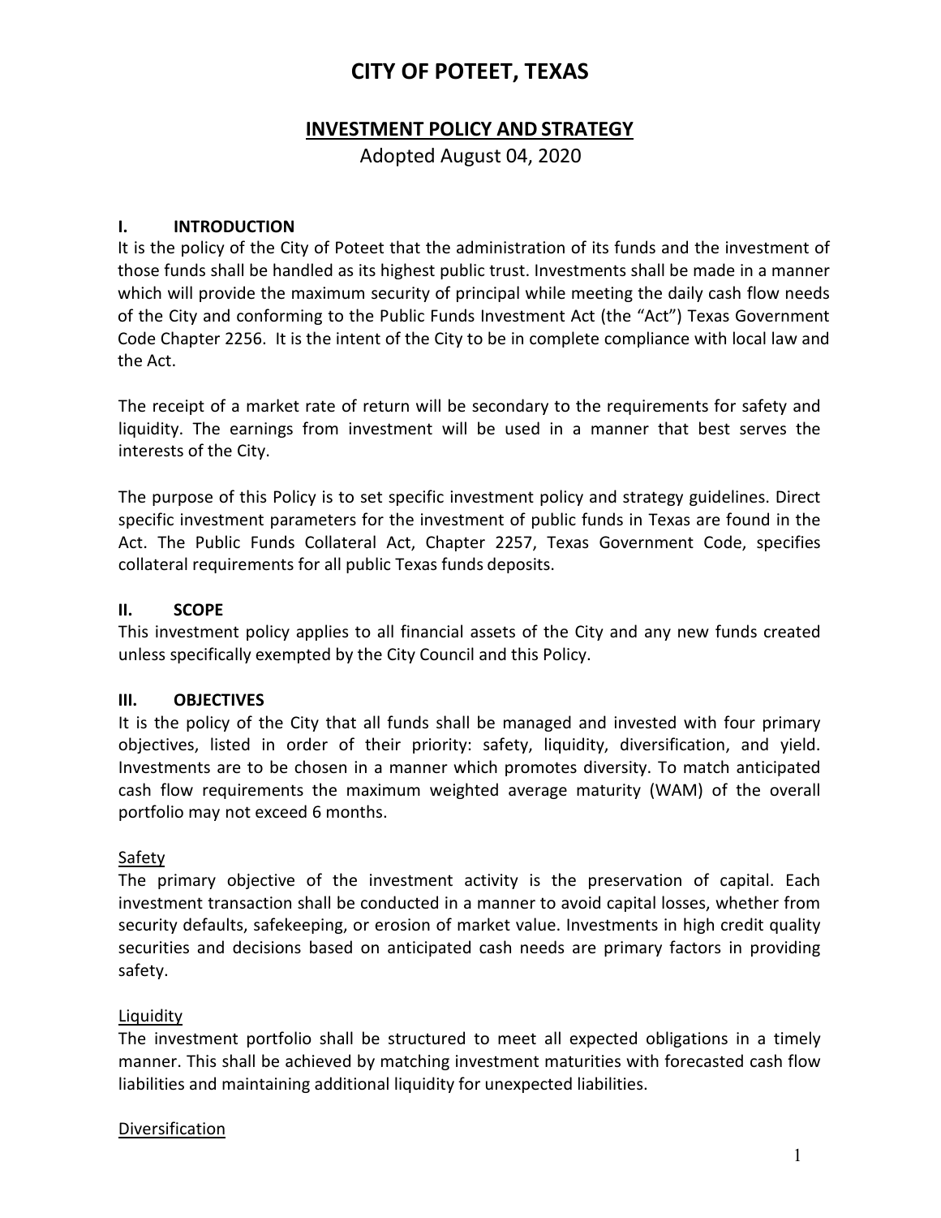# CITY OF POTEET, TEXAS

## INVESTMENT POLICY AND STRATEGY

Adopted August 04, 2020

### I. INTRODUCTION

It is the policy of the City of Poteet that the administration of its funds and the investment of those funds shall be handled as its highest public trust. Investments shall be made in a manner which will provide the maximum security of principal while meeting the daily cash flow needs of the City and conforming to the Public Funds Investment Act (the "Act") Texas Government Code Chapter 2256. It is the intent of the City to be in complete compliance with local law and the Act.

The receipt of a market rate of return will be secondary to the requirements for safety and liquidity. The earnings from investment will be used in a manner that best serves the interests of the City.

The purpose of this Policy is to set specific investment policy and strategy guidelines. Direct specific investment parameters for the investment of public funds in Texas are found in the Act. The Public Funds Collateral Act, Chapter 2257, Texas Government Code, specifies collateral requirements for all public Texas funds deposits.

### II. SCOPE

This investment policy applies to all financial assets of the City and any new funds created unless specifically exempted by the City Council and this Policy.

### III. OBJECTIVES

It is the policy of the City that all funds shall be managed and invested with four primary objectives, listed in order of their priority: safety, liquidity, diversification, and yield. Investments are to be chosen in a manner which promotes diversity. To match anticipated cash flow requirements the maximum weighted average maturity (WAM) of the overall portfolio may not exceed 6 months.

#### Safety

The primary objective of the investment activity is the preservation of capital. Each investment transaction shall be conducted in a manner to avoid capital losses, whether from security defaults, safekeeping, or erosion of market value. Investments in high credit quality securities and decisions based on anticipated cash needs are primary factors in providing safety.

#### Liquidity

The investment portfolio shall be structured to meet all expected obligations in a timely manner. This shall be achieved by matching investment maturities with forecasted cash flow liabilities and maintaining additional liquidity for unexpected liabilities.

#### Diversification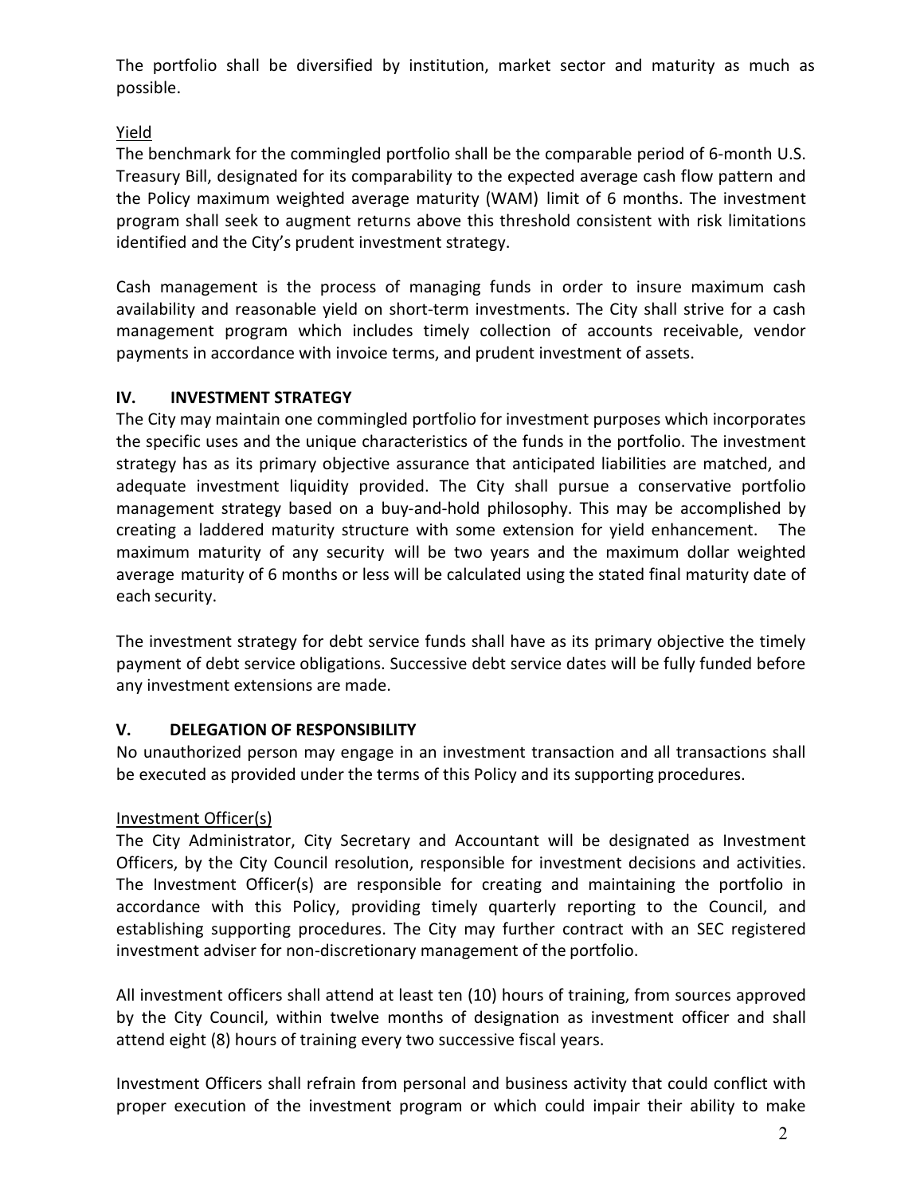The portfolio shall be diversified by institution, market sector and maturity as much as possible.

Yield

The benchmark for the commingled portfolio shall be the comparable period of 6-month U.S. Treasury Bill, designated for its comparability to the expected average cash flow pattern and the Policy maximum weighted average maturity (WAM) limit of 6 months. The investment program shall seek to augment returns above this threshold consistent with risk limitations identified and the City's prudent investment strategy.

Cash management is the process of managing funds in order to insure maximum cash availability and reasonable yield on short-term investments. The City shall strive for a cash management program which includes timely collection of accounts receivable, vendor payments in accordance with invoice terms, and prudent investment of assets.

## IV. INVESTMENT STRATEGY

The City may maintain one commingled portfolio for investment purposes which incorporates the specific uses and the unique characteristics of the funds in the portfolio. The investment strategy has as its primary objective assurance that anticipated liabilities are matched, and adequate investment liquidity provided. The City shall pursue a conservative portfolio management strategy based on a buy-and-hold philosophy. This may be accomplished by creating a laddered maturity structure with some extension for yield enhancement. The maximum maturity of any security will be two years and the maximum dollar weighted average maturity of 6 months or less will be calculated using the stated final maturity date of each security.

The investment strategy for debt service funds shall have as its primary objective the timely payment of debt service obligations. Successive debt service dates will be fully funded before any investment extensions are made.

## V. DELEGATION OF RESPONSIBILITY

No unauthorized person may engage in an investment transaction and all transactions shall be executed as provided under the terms of this Policy and its supporting procedures.

Investment Officer(s)

The City Administrator, City Secretary and Accountant will be designated as Investment Officers, by the City Council resolution, responsible for investment decisions and activities. The Investment Officer(s) are responsible for creating and maintaining the portfolio in accordance with this Policy, providing timely quarterly reporting to the Council, and establishing supporting procedures. The City may further contract with an SEC registered investment adviser for non-discretionary management of the portfolio.

All investment officers shall attend at least ten (10) hours of training, from sources approved by the City Council, within twelve months of designation as investment officer and shall attend eight (8) hours of training every two successive fiscal years.

Investment Officers shall refrain from personal and business activity that could conflict with proper execution of the investment program or which could impair their ability to make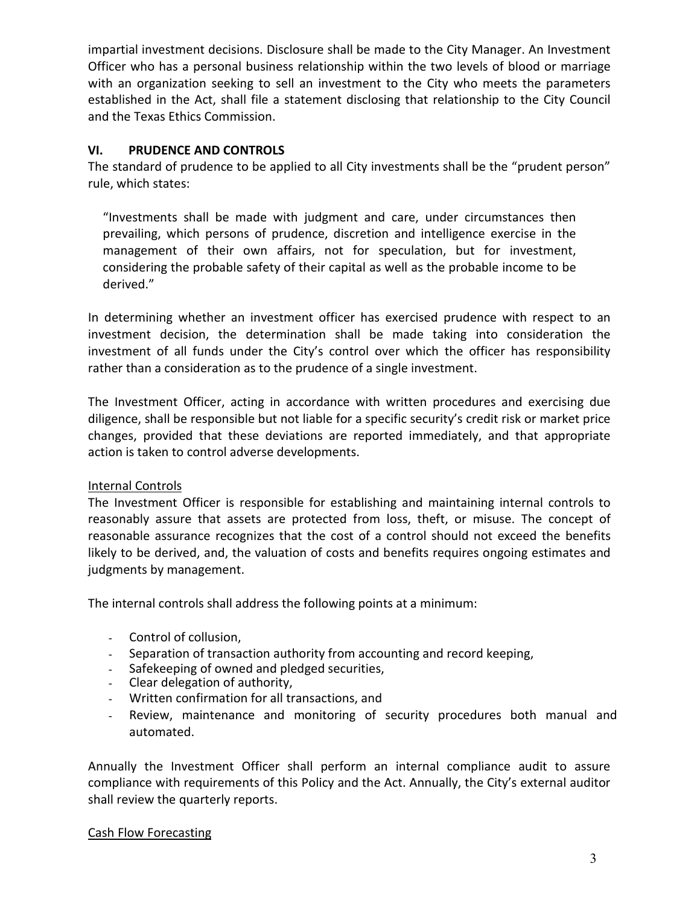impartial investment decisions. Disclosure shall be made to the City Manager. An Investment Officer who has a personal business relationship within the two levels of blood or marriage with an organization seeking to sell an investment to the City who meets the parameters established in the Act, shall file a statement disclosing that relationship to the City Council and the Texas Ethics Commission.

## VI. PRUDENCE AND CONTROLS

The standard of prudence to be applied to all City investments shall be the "prudent person" rule, which states:

> "Investments shall be made with judgment and care, under circumstances then prevailing, which persons of prudence, discretion and intelligence exercise in the management of their own affairs, not for speculation, but for investment, considering the probable safety of their capital as well as the probable income to be derived."

In determining whether an investment officer has exercised prudence with respect to an investment decision, the determination shall be made taking into consideration the investment of all funds under the City's control over which the officer has responsibility rather than a consideration as to the prudence of a single investment.

The Investment Officer, acting in accordance with written procedures and exercising due diligence, shall be responsible but not liable for a specific security's credit risk or market price changes, provided that these deviations are reported immediately, and that appropriate action is taken to control adverse developments.

### Internal Controls

The Investment Officer is responsible for establishing and maintaining internal controls to reasonably assure that assets are protected from loss, theft, or misuse. The concept of reasonable assurance recognizes that the cost of a control should not exceed the benefits likely to be derived, and, the valuation of costs and benefits requires ongoing estimates and judgments by management.

The internal controls shall address the following points at a minimum:

- Control of collusion,
- Separation of transaction authority from accounting and record keeping,
- Safekeeping of owned and pledged securities,
- Clear delegation of authority,
- Written confirmation for all transactions, and
- Review, maintenance and monitoring of security procedures both manual and automated.

Annually the Investment Officer shall perform an internal compliance audit to assure compliance with requirements of this Policy and the Act. Annually, the City's external auditor shall review the quarterly reports.

### Cash Flow Forecasting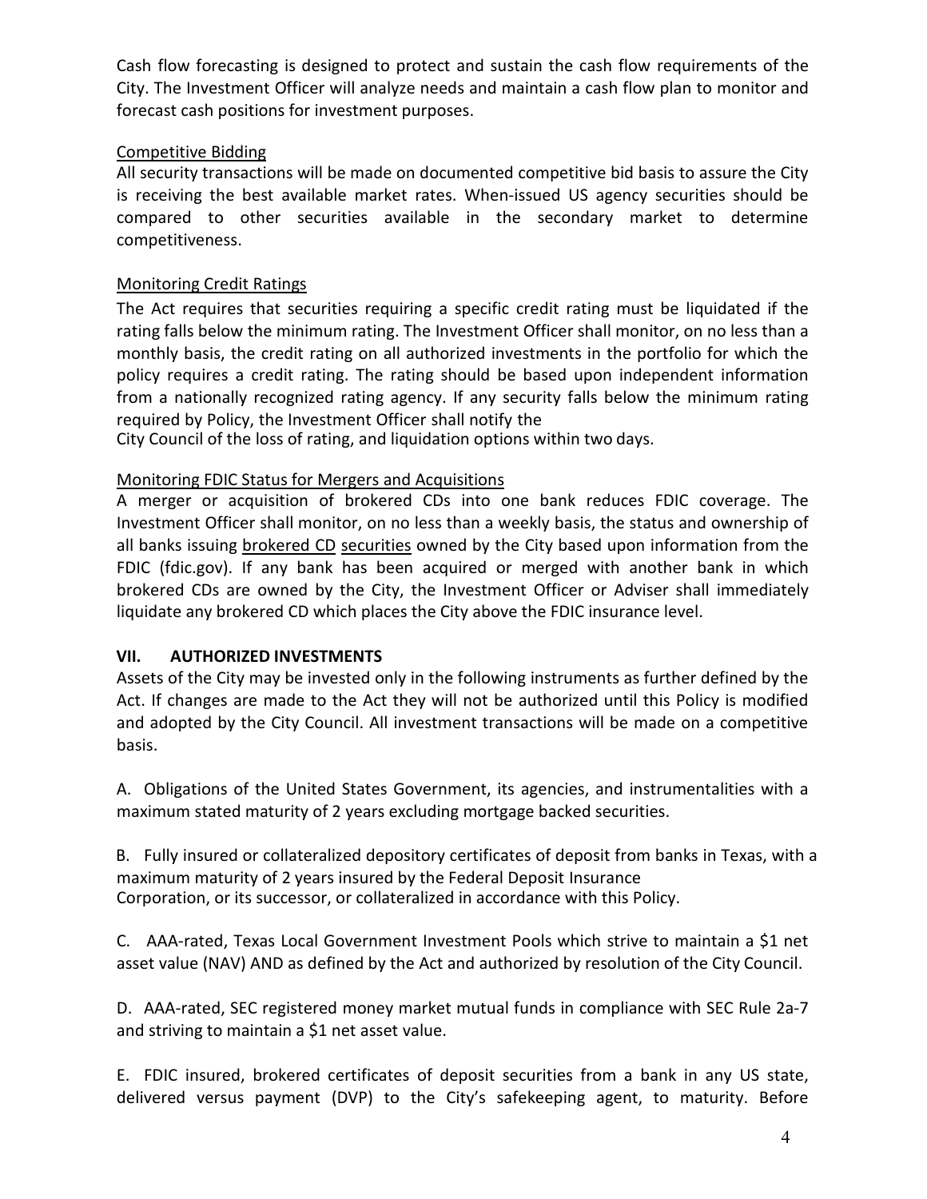Cash flow forecasting is designed to protect and sustain the cash flow requirements of the City. The Investment Officer will analyze needs and maintain a cash flow plan to monitor and forecast cash positions for investment purposes.

Competitive Bidding

All security transactions will be made on documented competitive bid basis to assure the City is receiving the best available market rates. When-issued US agency securities should be compared to other securities available in the secondary market to determine competitiveness.

Monitoring Credit Ratings

The Act requires that securities requiring a specific credit rating must be liquidated if the rating falls below the minimum rating. The Investment Officer shall monitor, on no less than a monthly basis, the credit rating on all authorized investments in the portfolio for which the policy requires a credit rating. The rating should be based upon independent information from a nationally recognized rating agency. If any security falls below the minimum rating required by Policy, the Investment Officer shall notify the City Council of the loss of rating, and liquidation options within two days.

Monitoring FDIC Status for Mergers and Acquisitions

A merger or acquisition of brokered CDs into one bank reduces FDIC coverage. The Investment Officer shall monitor, on no less than a weekly basis, the status and ownership of all banks issuing brokered CD securities owned by the City based upon information from the FDIC (fdic.gov). If any bank has been acquired or merged with another bank in which brokered CDs are owned by the City, the Investment Officer or Adviser shall immediately liquidate any brokered CD which places the City above the FDIC insurance level.

## VII. AUTHORIZED INVESTMENTS

Assets of the City may be invested only in the following instruments as further defined by the Act. If changes are made to the Act they will not be authorized until this Policy is modified and adopted by the City Council. All investment transactions will be made on a competitive basis.

A. Obligations of the United States Government, its agencies, and instrumentalities with a maximum stated maturity of 2 years excluding mortgage backed securities.

B. Fully insured or collateralized depository certificates of deposit from banks in Texas, with a maximum maturity of 2 years insured by the Federal Deposit Insurance Corporation, or its successor, or collateralized in accordance with this Policy.

C. AAA-rated, Texas Local Government Investment Pools which strive to maintain a $1 net asset value (NAV) AND as defined by the Act and authorized by resolution of the City Council.

D. AAA-rated, SEC registered money market mutual funds in compliance with SEC Rule 2a-7 and striving to maintain a $1 net asset value.

E. FDIC insured, brokered certificates of deposit securities from a bank in any US state, delivered versus payment (DVP) to the City's safekeeping agent, to maturity. Before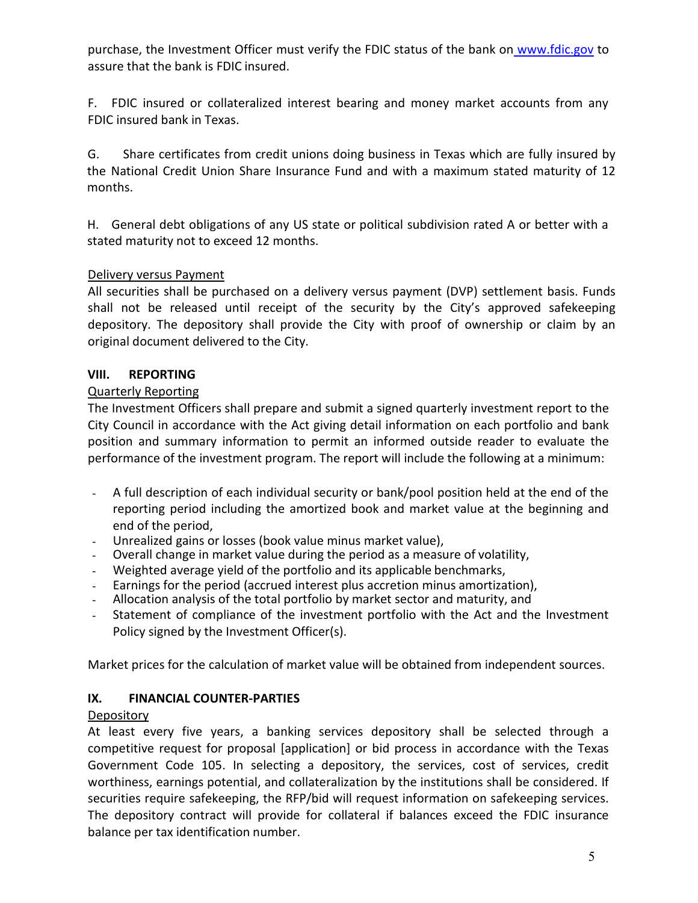purchase, the Investment Officer must verify the FDIC status of the bank on [www.fdic.gov](http://www.fdic.gov) to assure that the bank is FDIC insured.

F. FDIC insured or collateralized interest bearing and money market accounts from any FDIC insured bank in Texas.

G. Share certificates from credit unions doing business in Texas which are fully insured by the National Credit Union Share Insurance Fund and with a maximum stated maturity of 12 months.

H. General debt obligations of any US state or political subdivision rated A or better with a stated maturity not to exceed 12 months.

<u>Delivery versus Payment</u>

All securities shall be purchased on a delivery versus payment (DVP) settlement basis. Funds shall not be released until receipt of the security by the City's approved safekeeping depository. The depository shall provide the City with proof of ownership or claim by an original document delivered to the City.

## VIII. REPORTING

<u>Quarterly Reporting</u>

The Investment Officers shall prepare and submit a signed quarterly investment report to the City Council in accordance with the Act giving detail information on each portfolio and bank position and summary information to permit an informed outside reader to evaluate the performance of the investment program. The report will include the following at a minimum:

- A full description of each individual security or bank/pool position held at the end of the reporting period including the amortized book and market value at the beginning and end of the period,
- Unrealized gains or losses (book value minus market value),
- Overall change in market value during the period as a measure of volatility,
- Weighted average yield of the portfolio and its applicable benchmarks,
- Earnings for the period (accrued interest plus accretion minus amortization),
- Allocation analysis of the total portfolio by market sector and maturity, and
- Statement of compliance of the investment portfolio with the Act and the Investment Policy signed by the Investment Officer(s).

Market prices for the calculation of market value will be obtained from independent sources.

## IX. FINANCIAL COUNTER-PARTIES

<u>Depository</u>

At least every five years, a banking services depository shall be selected through a competitive request for proposal [application] or bid process in accordance with the Texas Government Code 105. In selecting a depository, the services, cost of services, credit worthiness, earnings potential, and collateralization by the institutions shall be considered. If securities require safekeeping, the RFP/bid will request information on safekeeping services. The depository contract will provide for collateral if balances exceed the FDIC insurance balance per tax identification number.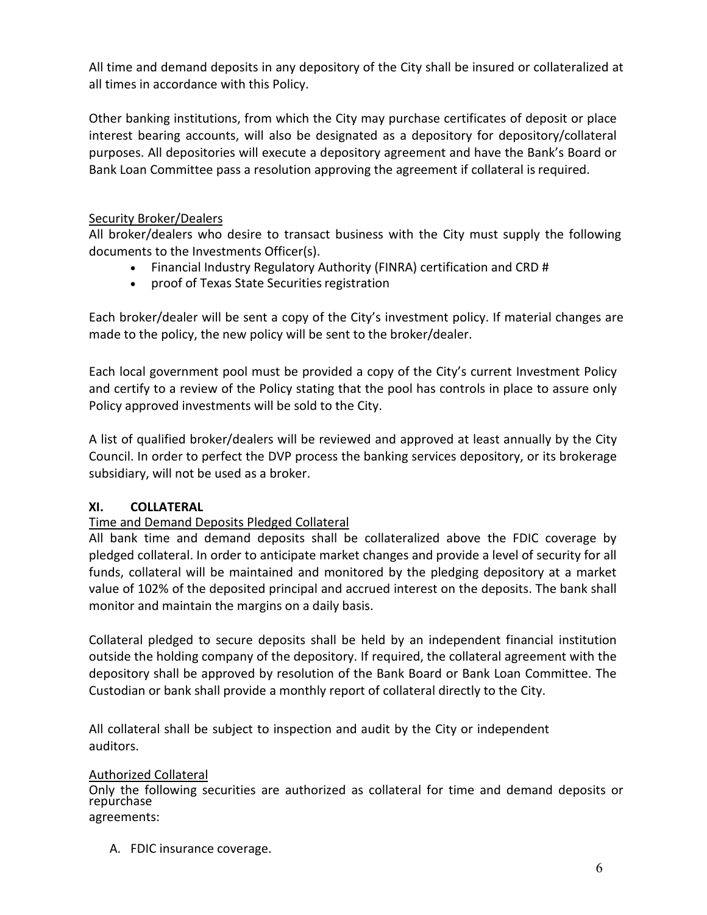All time and demand deposits in any depository of the City shall be insured or collateralized at all times in accordance with this Policy.

Other banking institutions, from which the City may purchase certificates of deposit or place interest bearing accounts, will also be designated as a depository for depository/collateral purposes. All depositories will execute a depository agreement and have the Bank's Board or Bank Loan Committee pass a resolution approving the agreement if collateral is required.

Security Broker/Dealers

All broker/dealers who desire to transact business with the City must supply the following documents to the Investments Officer(s).

- Financial Industry Regulatory Authority (FINRA) certification and CRD #
- proof of Texas State Securities registration

Each broker/dealer will be sent a copy of the City's investment policy. If material changes are made to the policy, the new policy will be sent to the broker/dealer.

Each local government pool must be provided a copy of the City's current Investment Policy and certify to a review of the Policy stating that the pool has controls in place to assure only Policy approved investments will be sold to the City.

A list of qualified broker/dealers will be reviewed and approved at least annually by the City Council. In order to perfect the DVP process the banking services depository, or its brokerage subsidiary, will not be used as a broker.

## XI. COLLATERAL

Time and Demand Deposits Pledged Collateral

All bank time and demand deposits shall be collateralized above the FDIC coverage by pledged collateral. In order to anticipate market changes and provide a level of security for all funds, collateral will be maintained and monitored by the pledging depository at a market value of 102% of the deposited principal and accrued interest on the deposits. The bank shall monitor and maintain the margins on a daily basis.

Collateral pledged to secure deposits shall be held by an independent financial institution outside the holding company of the depository. If required, the collateral agreement with the depository shall be approved by resolution of the Bank Board or Bank Loan Committee. The Custodian or bank shall provide a monthly report of collateral directly to the City.

All collateral shall be subject to inspection and audit by the City or independent auditors.

Authorized Collateral

Only the following securities are authorized as collateral for time and demand deposits or repurchase agreements:

A. FDIC insurance coverage.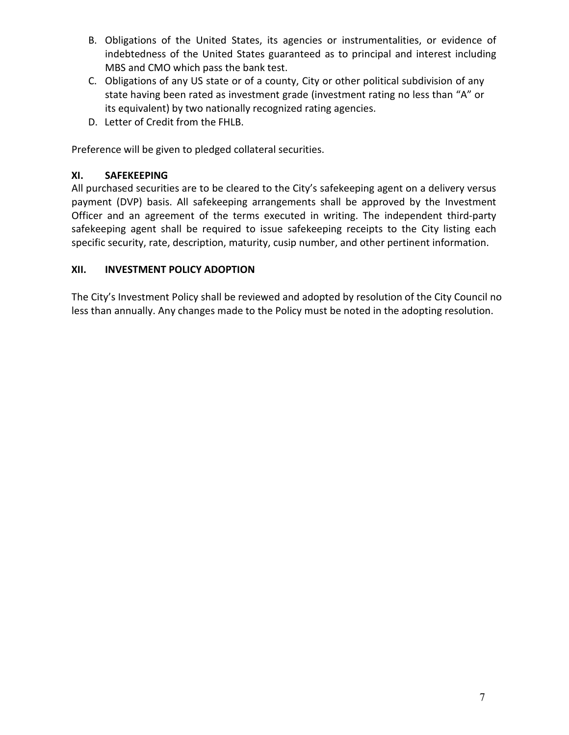B. Obligations of the United States, its agencies or instrumentalities, or evidence of indebtedness of the United States guaranteed as to principal and interest including MBS and CMO which pass the bank test.
C. Obligations of any US state or of a county, City or other political subdivision of any state having been rated as investment grade (investment rating no less than "A" or its equivalent) by two nationally recognized rating agencies.
D. Letter of Credit from the FHLB.

Preference will be given to pledged collateral securities.

## XI. SAFEKEEPING

All purchased securities are to be cleared to the City's safekeeping agent on a delivery versus payment (DVP) basis. All safekeeping arrangements shall be approved by the Investment Officer and an agreement of the terms executed in writing. The independent third-party safekeeping agent shall be required to issue safekeeping receipts to the City listing each specific security, rate, description, maturity, cusip number, and other pertinent information.

## XII. INVESTMENT POLICY ADOPTION

The City's Investment Policy shall be reviewed and adopted by resolution of the City Council no less than annually. Any changes made to the Policy must be noted in the adopting resolution.